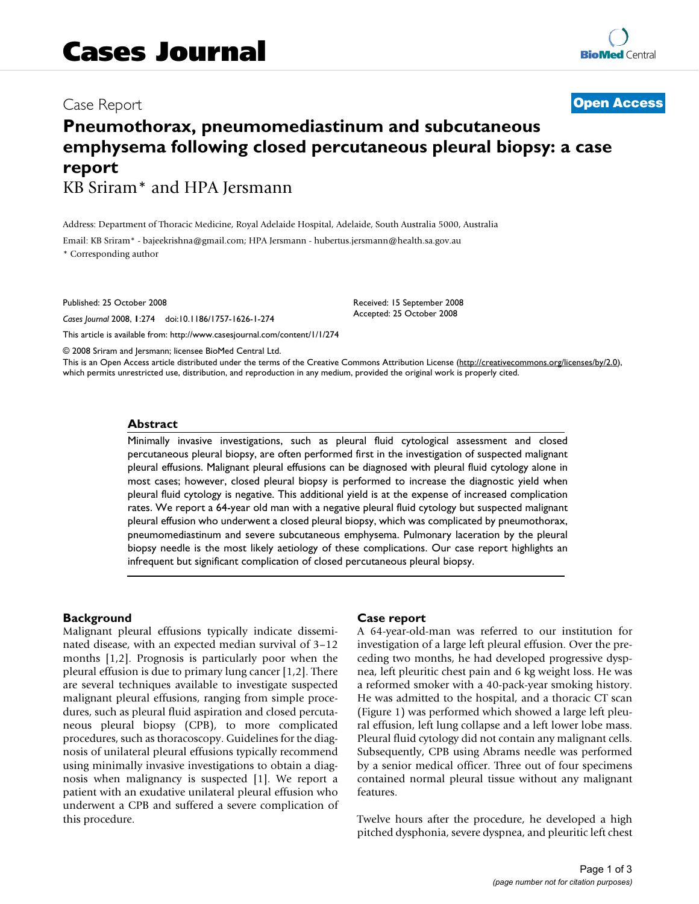# Cases Journal

Case Report

**Open Access**

# Pneumothorax, pneumomediastinum and subcutaneous emphysema following closed percutaneous pleural biopsy: a case report

KB Sriram* and HPA Jersmann

Address: Department of Thoracic Medicine, Royal Adelaide Hospital, Adelaide, South Australia 5000, Australia

Email: KB Sriram* - bajeekrishna@gmail.com; HPA Jersmann - hubertus.jersmann@health.sa.gov.au

* Corresponding author

Published: 25 October 2008

*Cases Journal* 2008, **1**:274 doi:10.1186/1757-1626-1-274

Received: 15 September 2008
Accepted: 25 October 2008

This article is available from: http://www.casesjournal.com/content/1/1/274

© 2008 Sriram and Jersmann; licensee BioMed Central Ltd.
This is an Open Access article distributed under the terms of the Creative Commons Attribution License (http://creativecommons.org/licenses/by/2.0), which permits unrestricted use, distribution, and reproduction in any medium, provided the original work is properly cited.

## Abstract

Minimally invasive investigations, such as pleural fluid cytological assessment and closed percutaneous pleural biopsy, are often performed first in the investigation of suspected malignant pleural effusions. Malignant pleural effusions can be diagnosed with pleural fluid cytology alone in most cases; however, closed pleural biopsy is performed to increase the diagnostic yield when pleural fluid cytology is negative. This additional yield is at the expense of increased complication rates. We report a 64-year old man with a negative pleural fluid cytology but suspected malignant pleural effusion who underwent a closed pleural biopsy, which was complicated by pneumothorax, pneumomediastinum and severe subcutaneous emphysema. Pulmonary laceration by the pleural biopsy needle is the most likely aetiology of these complications. Our case report highlights an infrequent but significant complication of closed percutaneous pleural biopsy.

## Background

Malignant pleural effusions typically indicate disseminated disease, with an expected median survival of 3–12 months [1,2]. Prognosis is particularly poor when the pleural effusion is due to primary lung cancer [1,2]. There are several techniques available to investigate suspected malignant pleural effusions, ranging from simple procedures, such as pleural fluid aspiration and closed percutaneous pleural biopsy (CPB), to more complicated procedures, such as thoracoscopy. Guidelines for the diagnosis of unilateral pleural effusions typically recommend using minimally invasive investigations to obtain a diagnosis when malignancy is suspected [1]. We report a patient with an exudative unilateral pleural effusion who underwent a CPB and suffered a severe complication of this procedure.

## Case report

A 64-year-old-man was referred to our institution for investigation of a large left pleural effusion. Over the preceding two months, he had developed progressive dyspnea, left pleuritic chest pain and 6 kg weight loss. He was a reformed smoker with a 40-pack-year smoking history. He was admitted to the hospital, and a thoracic CT scan (Figure 1) was performed which showed a large left pleural effusion, left lung collapse and a left lower lobe mass. Pleural fluid cytology did not contain any malignant cells. Subsequently, CPB using Abrams needle was performed by a senior medical officer. Three out of four specimens contained normal pleural tissue without any malignant features.

Twelve hours after the procedure, he developed a high pitched dysphonia, severe dyspnea, and pleuritic left chest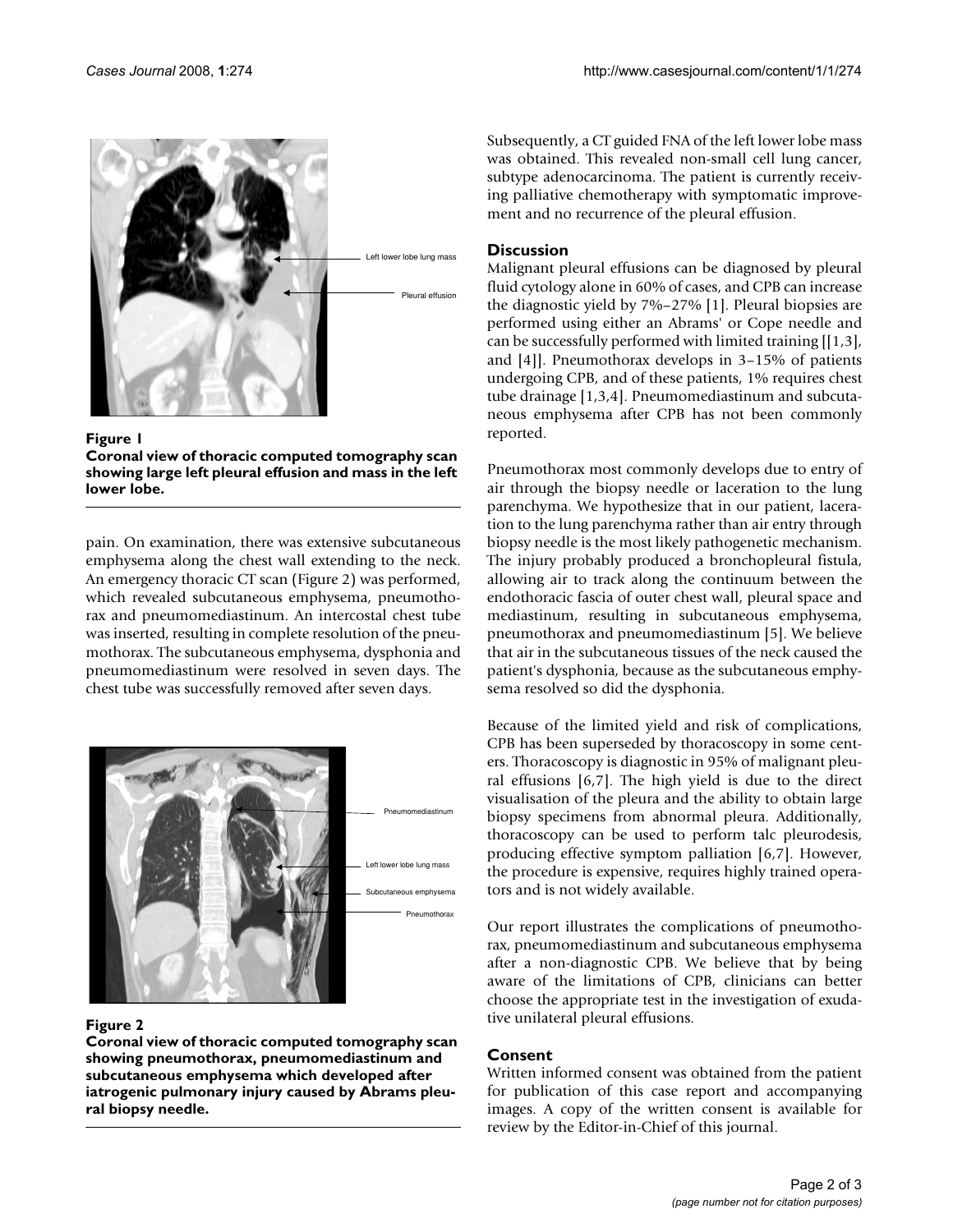**Figure 1**

**Coronal view of thoracic computed tomography scan showing large left pleural effusion and mass in the left lower lobe.**

pain. On examination, there was extensive subcutaneous emphysema along the chest wall extending to the neck. An emergency thoracic CT scan (Figure 2) was performed, which revealed subcutaneous emphysema, pneumothorax and pneumomediastinum. An intercostal chest tube was inserted, resulting in complete resolution of the pneumothorax. The subcutaneous emphysema, dysphonia and pneumomediastinum were resolved in seven days. The chest tube was successfully removed after seven days.

**Figure 2**

**Coronal view of thoracic computed tomography scan showing pneumothorax, pneumomediastinum and subcutaneous emphysema which developed after iatrogenic pulmonary injury caused by Abrams pleural biopsy needle.**

Subsequently, a CT guided FNA of the left lower lobe mass was obtained. This revealed non-small cell lung cancer, subtype adenocarcinoma. The patient is currently receiving palliative chemotherapy with symptomatic improvement and no recurrence of the pleural effusion.

## Discussion

Malignant pleural effusions can be diagnosed by pleural fluid cytology alone in 60% of cases, and CPB can increase the diagnostic yield by 7%–27% [1]. Pleural biopsies are performed using either an Abrams' or Cope needle and can be successfully performed with limited training [[1,3], and [4]]. Pneumothorax develops in 3–15% of patients undergoing CPB, and of these patients, 1% requires chest tube drainage [1,3,4]. Pneumomediastinum and subcutaneous emphysema after CPB has not been commonly reported.

Pneumothorax most commonly develops due to entry of air through the biopsy needle or laceration to the lung parenchyma. We hypothesize that in our patient, laceration to the lung parenchyma rather than air entry through biopsy needle is the most likely pathogenetic mechanism. The injury probably produced a bronchopleural fistula, allowing air to track along the continuum between the endothoracic fascia of outer chest wall, pleural space and mediastinum, resulting in subcutaneous emphysema, pneumothorax and pneumomediastinum [5]. We believe that air in the subcutaneous tissues of the neck caused the patient's dysphonia, because as the subcutaneous emphysema resolved so did the dysphonia.

Because of the limited yield and risk of complications, CPB has been superseded by thoracoscopy in some centers. Thoracoscopy is diagnostic in 95% of malignant pleural effusions [6,7]. The high yield is due to the direct visualisation of the pleura and the ability to obtain large biopsy specimens from abnormal pleura. Additionally, thoracoscopy can be used to perform talc pleurodesis, producing effective symptom palliation [6,7]. However, the procedure is expensive, requires highly trained operators and is not widely available.

Our report illustrates the complications of pneumothorax, pneumomediastinum and subcutaneous emphysema after a non-diagnostic CPB. We believe that by being aware of the limitations of CPB, clinicians can better choose the appropriate test in the investigation of exudative unilateral pleural effusions.

## Consent

Written informed consent was obtained from the patient for publication of this case report and accompanying images. A copy of the written consent is available for review by the Editor-in-Chief of this journal.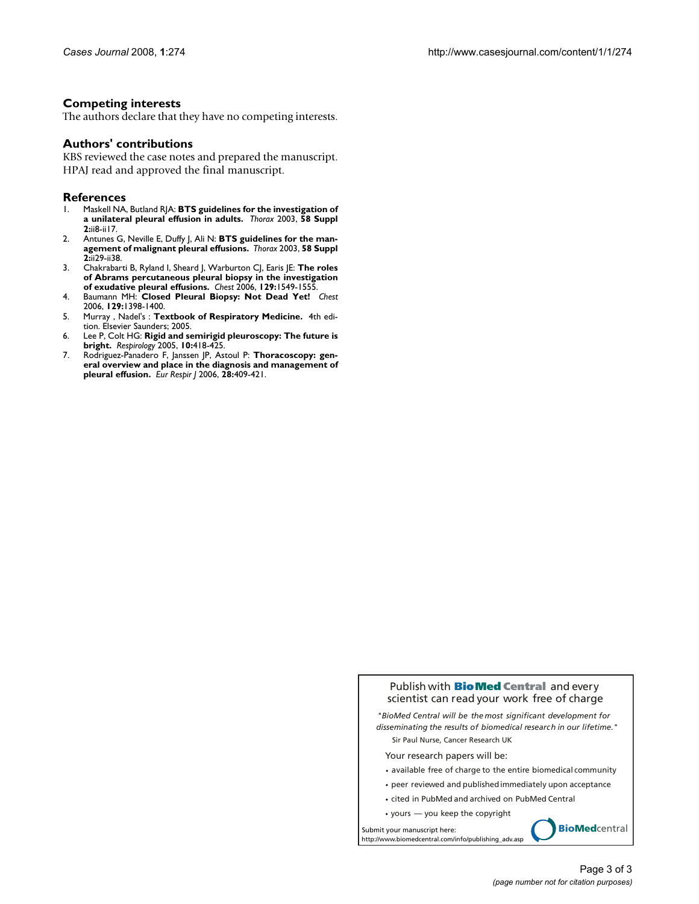## Competing interests

The authors declare that they have no competing interests.

## Authors' contributions

KBS reviewed the case notes and prepared the manuscript. HPAJ read and approved the final manuscript.

## References

1. Maskell NA, Butland RJA: **BTS guidelines for the investigation of a unilateral pleural effusion in adults.** *Thorax* 2003, **58 Suppl 2:**ii8-ii17.
2. Antunes G, Neville E, Duffy J, Ali N: **BTS guidelines for the management of malignant pleural effusions.** *Thorax* 2003, **58 Suppl 2:**ii29-ii38.
3. Chakrabarti B, Ryland I, Sheard J, Warburton CJ, Earis JE: **The roles of Abrams percutaneous pleural biopsy in the investigation of exudative pleural effusions.** *Chest* 2006, **129:**1549-1555.
4. Baumann MH: **Closed Pleural Biopsy: Not Dead Yet!** *Chest* 2006, **129:**1398-1400.
5. Murray , Nadel's : **Textbook of Respiratory Medicine.** 4th edition. Elsevier Saunders; 2005.
6. Lee P, Colt HG: **Rigid and semirigid pleuroscopy: The future is bright.** *Respirology* 2005, **10:**418-425.
7. Rodriguez-Panadero F, Janssen JP, Astoul P: **Thoracoscopy: general overview and place in the diagnosis and management of pleural effusion.** *Eur Respir J* 2006, **28:**409-421.

Publish with **BioMed Central** and every scientist can read your work free of charge

*"BioMed Central will be the most significant development for disseminating the results of biomedical research in our lifetime."*

Sir Paul Nurse, Cancer Research UK

Your research papers will be:

- available free of charge to the entire biomedical community
- peer reviewed and published immediately upon acceptance
- cited in PubMed and archived on PubMed Central
- yours — you keep the copyright

Submit your manuscript here:
http://www.biomedcentral.com/info/publishing_adv.asp

**BioMed**central